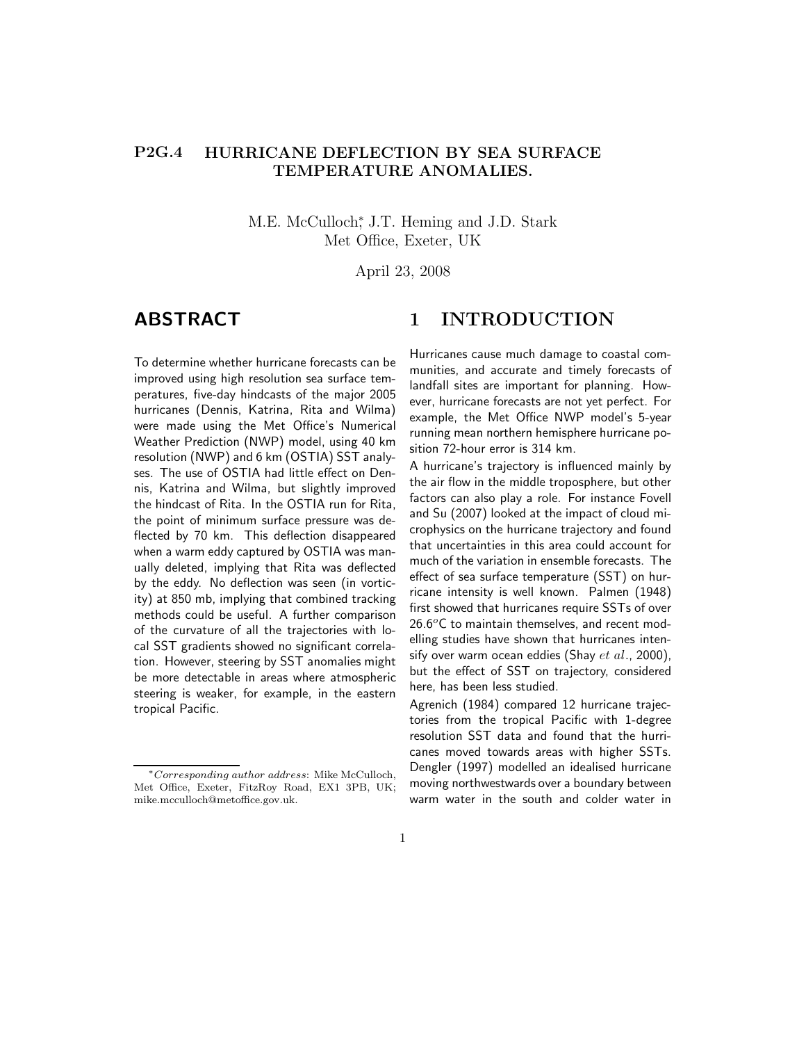# P2G.4 HURRICANE DEFLECTION BY SEA SURFACE TEMPERATURE ANOMALIES.

M.E. McCulloch[*], J.T. Heming and J.D. Stark
Met Office, Exeter, UK

April 23, 2008

## ABSTRACT

To determine whether hurricane forecasts can be improved using high resolution sea surface temperatures, five-day hindcasts of the major 2005 hurricanes (Dennis, Katrina, Rita and Wilma) were made using the Met Office's Numerical Weather Prediction (NWP) model, using 40 km resolution (NWP) and 6 km (OSTIA) SST analyses. The use of OSTIA had little effect on Dennis, Katrina and Wilma, but slightly improved the hindcast of Rita. In the OSTIA run for Rita, the point of minimum surface pressure was deflected by 70 km. This deflection disappeared when a warm eddy captured by OSTIA was manually deleted, implying that Rita was deflected by the eddy. No deflection was seen (in vorticity) at 850 mb, implying that combined tracking methods could be useful. A further comparison of the curvature of all the trajectories with local SST gradients showed no significant correlation. However, steering by SST anomalies might be more detectable in areas where atmospheric steering is weaker, for example, in the eastern tropical Pacific.

[*] *Corresponding author address*: Mike McCulloch, Met Office, Exeter, FitzRoy Road, EX1 3PB, UK; mike.mcculloch@metoffice.gov.uk.

## 1 INTRODUCTION

Hurricanes cause much damage to coastal communities, and accurate and timely forecasts of landfall sites are important for planning. However, hurricane forecasts are not yet perfect. For example, the Met Office NWP model's 5-year running mean northern hemisphere hurricane position 72-hour error is 314 km.

A hurricane's trajectory is influenced mainly by the air flow in the middle troposphere, but other factors can also play a role. For instance Fovell and Su (2007) looked at the impact of cloud microphysics on the hurricane trajectory and found that uncertainties in this area could account for much of the variation in ensemble forecasts. The effect of sea surface temperature (SST) on hurricane intensity is well known. Palmen (1948) first showed that hurricanes require SSTs of over 26.6$^o$C to maintain themselves, and recent modelling studies have shown that hurricanes intensify over warm ocean eddies (Shay *et al.*, 2000), but the effect of SST on trajectory, considered here, has been less studied.

Agrenich (1984) compared 12 hurricane trajectories from the tropical Pacific with 1-degree resolution SST data and found that the hurricanes moved towards areas with higher SSTs. Dengler (1997) modelled an idealised hurricane moving northwestwards over a boundary between warm water in the south and colder water in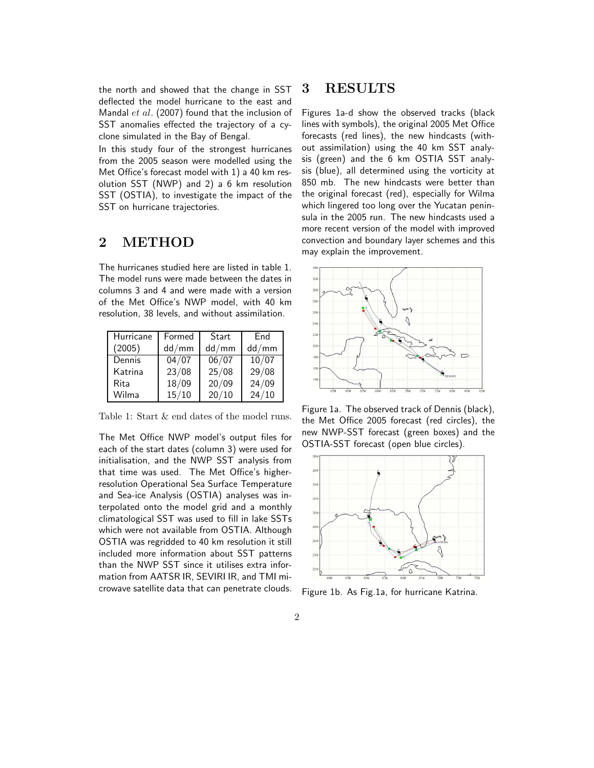the north and showed that the change in SST deflected the model hurricane to the east and Mandal *et al*. (2007) found that the inclusion of SST anomalies effected the trajectory of a cyclone simulated in the Bay of Bengal.

In this study four of the strongest hurricanes from the 2005 season were modelled using the Met Office's forecast model with 1) a 40 km resolution SST (NWP) and 2) a 6 km resolution SST (OSTIA), to investigate the impact of the SST on hurricane trajectories.

## 2 METHOD

The hurricanes studied here are listed in table 1. The model runs were made between the dates in columns 3 and 4 and were made with a version of the Met Office's NWP model, with 40 km resolution, 38 levels, and without assimilation.

| Hurricane (2005) | Formed dd/mm | Start dd/mm | End dd/mm |
|---|---|---|---|
| Dennis | 04/07 | 06/07 | 10/07 |
| Katrina | 23/08 | 25/08 | 29/08 |
| Rita | 18/09 | 20/09 | 24/09 |
| Wilma | 15/10 | 20/10 | 24/10 |

Table 1: Start & end dates of the model runs.

The Met Office NWP model's output files for each of the start dates (column 3) were used for initialisation, and the NWP SST analysis from that time was used. The Met Office's higher-resolution Operational Sea Surface Temperature and Sea-ice Analysis (OSTIA) analyses was interpolated onto the model grid and a monthly climatological SST was used to fill in lake SSTs which were not available from OSTIA. Although OSTIA was regridded to 40 km resolution it still included more information about SST patterns than the NWP SST since it utilises extra information from AATSR IR, SEVIRI IR, and TMI microwave satellite data that can penetrate clouds.

## 3 RESULTS

Figures 1a-d show the observed tracks (black lines with symbols), the original 2005 Met Office forecasts (red lines), the new hindcasts (without assimilation) using the 40 km SST analysis (green) and the 6 km OSTIA SST analysis (blue), all determined using the vorticity at 850 mb. The new hindcasts were better than the original forecast (red), especially for Wilma which lingered too long over the Yucatan peninsula in the 2005 run. The new hindcasts used a more recent version of the model with improved convection and boundary layer schemes and this may explain the improvement.

Figure 1a. The observed track of Dennis (black), the Met Office 2005 forecast (red circles), the new NWP-SST forecast (green boxes) and the OSTIA-SST forecast (open blue circles).

Figure 1b. As Fig.1a, for hurricane Katrina.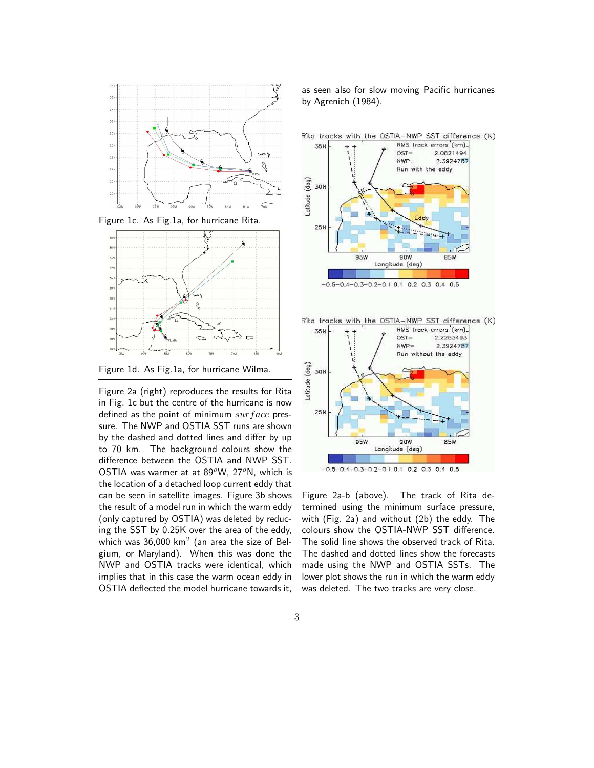Figure 1c. As Fig.1a, for hurricane Rita.

Figure 1d. As Fig.1a, for hurricane Wilma.

---

Figure 2a (right) reproduces the results for Rita in Fig. 1c but the centre of the hurricane is now defined as the point of minimum *surface* pressure. The NWP and OSTIA SST runs are shown by the dashed and dotted lines and differ by up to 70 km. The background colours show the difference between the OSTIA and NWP SST. OSTIA was warmer at at 89$^o$W, 27$^o$N, which is the location of a detached loop current eddy that can be seen in satellite images. Figure 3b shows the result of a model run in which the warm eddy (only captured by OSTIA) was deleted by reducing the SST by 0.25K over the area of the eddy, which was 36,000 km$^2$ (an area the size of Belgium, or Maryland). When this was done the NWP and OSTIA tracks were identical, which implies that in this case the warm ocean eddy in OSTIA deflected the model hurricane towards it, as seen also for slow moving Pacific hurricanes by Agrenich (1984).

Figure 2a-b (above). The track of Rita determined using the minimum surface pressure, with (Fig. 2a) and without (2b) the eddy. The colours show the OSTIA-NWP SST difference. The solid line shows the observed track of Rita. The dashed and dotted lines show the forecasts made using the NWP and OSTIA SSTs. The lower plot shows the run in which the warm eddy was deleted. The two tracks are very close.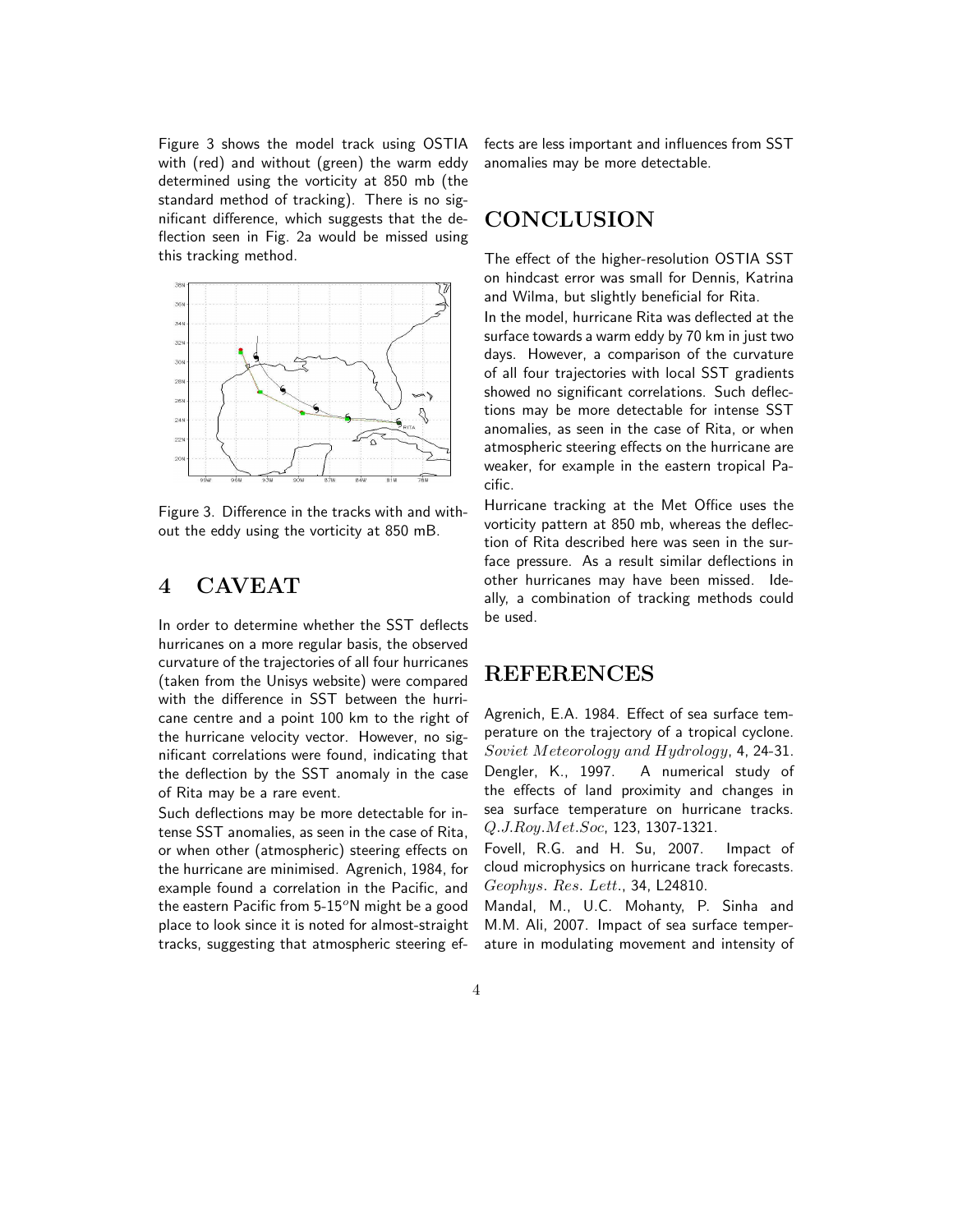Figure 3 shows the model track using OSTIA with (red) and without (green) the warm eddy determined using the vorticity at 850 mb (the standard method of tracking). There is no significant difference, which suggests that the deflection seen in Fig. 2a would be missed using this tracking method.

Figure 3. Difference in the tracks with and without the eddy using the vorticity at 850 mB.

## 4 CAVEAT

In order to determine whether the SST deflects hurricanes on a more regular basis, the observed curvature of the trajectories of all four hurricanes (taken from the Unisys website) were compared with the difference in SST between the hurricane centre and a point 100 km to the right of the hurricane velocity vector. However, no significant correlations were found, indicating that the deflection by the SST anomaly in the case of Rita may be a rare event.

Such deflections may be more detectable for intense SST anomalies, as seen in the case of Rita, or when other (atmospheric) steering effects on the hurricane are minimised. Agrenich, 1984, for example found a correlation in the Pacific, and the eastern Pacific from 5-15$^o$N might be a good place to look since it is noted for almost-straight tracks, suggesting that atmospheric steering effects are less important and influences from SST anomalies may be more detectable.

## CONCLUSION

The effect of the higher-resolution OSTIA SST on hindcast error was small for Dennis, Katrina and Wilma, but slightly beneficial for Rita.

In the model, hurricane Rita was deflected at the surface towards a warm eddy by 70 km in just two days. However, a comparison of the curvature of all four trajectories with local SST gradients showed no significant correlations. Such deflections may be more detectable for intense SST anomalies, as seen in the case of Rita, or when atmospheric steering effects on the hurricane are weaker, for example in the eastern tropical Pacific.

Hurricane tracking at the Met Office uses the vorticity pattern at 850 mb, whereas the deflection of Rita described here was seen in the surface pressure. As a result similar deflections in other hurricanes may have been missed. Ideally, a combination of tracking methods could be used.

## REFERENCES

Agrenich, E.A. 1984. Effect of sea surface temperature on the trajectory of a tropical cyclone. *Soviet Meteorology and Hydrology*, 4, 24-31.

Dengler, K., 1997. A numerical study of the effects of land proximity and changes in sea surface temperature on hurricane tracks. *Q.J.Roy.Met.Soc*, 123, 1307-1321.

Fovell, R.G. and H. Su, 2007. Impact of cloud microphysics on hurricane track forecasts. *Geophys. Res. Lett.*, 34, L24810.

Mandal, M., U.C. Mohanty, P. Sinha and M.M. Ali, 2007. Impact of sea surface temperature in modulating movement and intensity of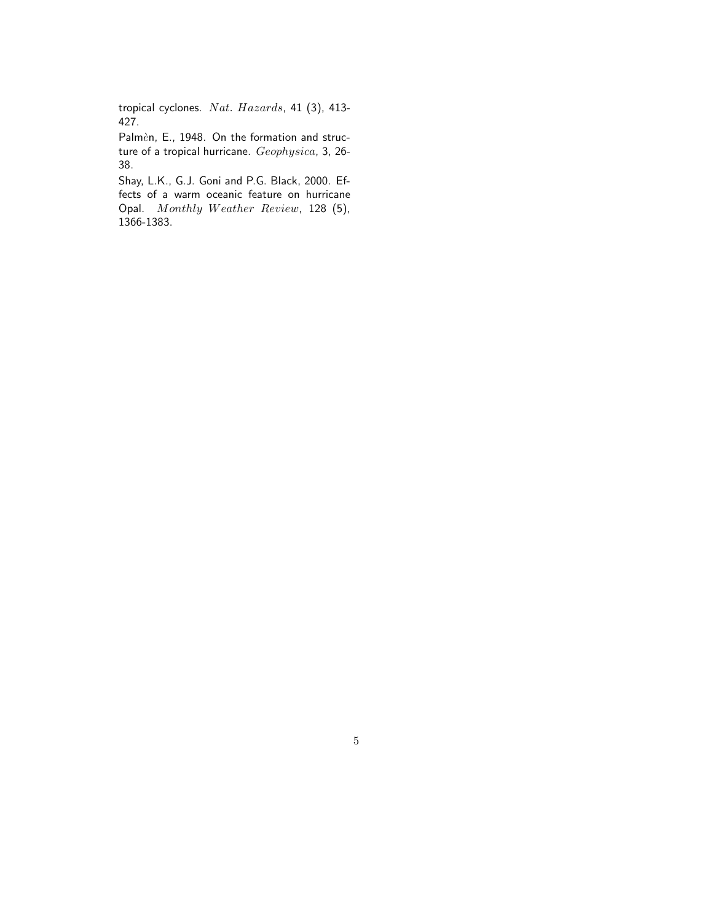tropical cyclones. *Nat. Hazards*, 41 (3), 413-427.

Palmèn, E., 1948. On the formation and structure of a tropical hurricane. *Geophysica*, 3, 26-38.

Shay, L.K., G.J. Goni and P.G. Black, 2000. Effects of a warm oceanic feature on hurricane Opal. *Monthly Weather Review*, 128 (5), 1366-1383.